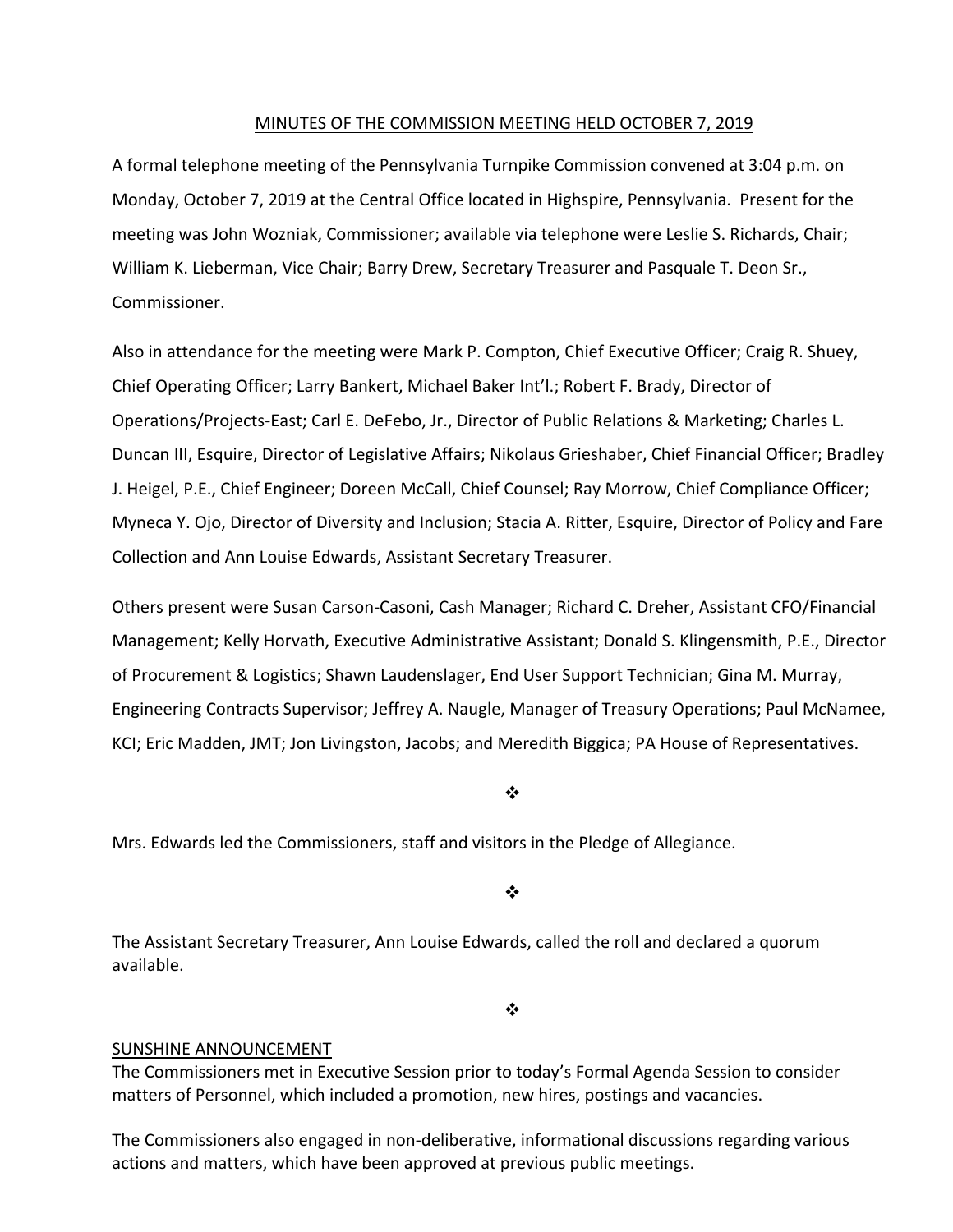MINUTES OF THE COMMISSION MEETING HELD OCTOBER 7, 2019

A formal telephone meeting of the Pennsylvania Turnpike Commission convened at 3:04 p.m. on Monday, October 7, 2019 at the Central Office located in Highspire, Pennsylvania. Present for the meeting was John Wozniak, Commissioner; available via telephone were Leslie S. Richards, Chair; William K. Lieberman, Vice Chair; Barry Drew, Secretary Treasurer and Pasquale T. Deon Sr., Commissioner.

Also in attendance for the meeting were Mark P. Compton, Chief Executive Officer; Craig R. Shuey, Chief Operating Officer; Larry Bankert, Michael Baker Int'l.; Robert F. Brady, Director of Operations/Projects-East; Carl E. DeFebo, Jr., Director of Public Relations & Marketing; Charles L. Duncan III, Esquire, Director of Legislative Affairs; Nikolaus Grieshaber, Chief Financial Officer; Bradley J. Heigel, P.E., Chief Engineer; Doreen McCall, Chief Counsel; Ray Morrow, Chief Compliance Officer; Myneca Y. Ojo, Director of Diversity and Inclusion; Stacia A. Ritter, Esquire, Director of Policy and Fare Collection and Ann Louise Edwards, Assistant Secretary Treasurer.

Others present were Susan Carson-Casoni, Cash Manager; Richard C. Dreher, Assistant CFO/Financial Management; Kelly Horvath, Executive Administrative Assistant; Donald S. Klingensmith, P.E., Director of Procurement & Logistics; Shawn Laudenslager, End User Support Technician; Gina M. Murray, Engineering Contracts Supervisor; Jeffrey A. Naugle, Manager of Treasury Operations; Paul McNamee, KCI; Eric Madden, JMT; Jon Livingston, Jacobs; and Meredith Biggica; PA House of Representatives.

❖

Mrs. Edwards led the Commissioners, staff and visitors in the Pledge of Allegiance.

❖

The Assistant Secretary Treasurer, Ann Louise Edwards, called the roll and declared a quorum available.

❖

SUNSHINE ANNOUNCEMENT

The Commissioners met in Executive Session prior to today's Formal Agenda Session to consider matters of Personnel, which included a promotion, new hires, postings and vacancies.

The Commissioners also engaged in non-deliberative, informational discussions regarding various actions and matters, which have been approved at previous public meetings.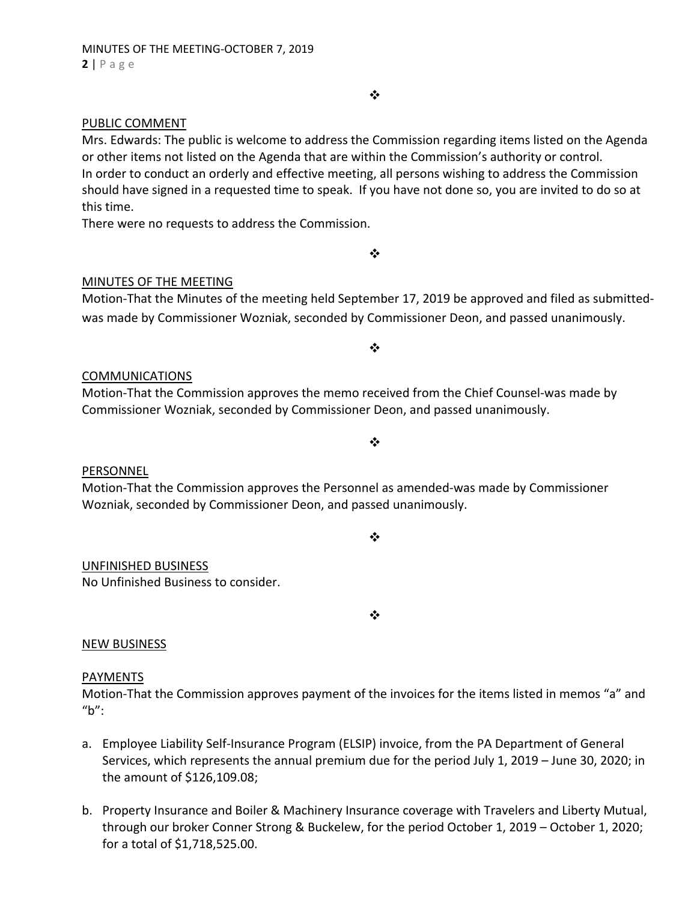❖

PUBLIC COMMENT

Mrs. Edwards: The public is welcome to address the Commission regarding items listed on the Agenda or other items not listed on the Agenda that are within the Commission's authority or control.
In order to conduct an orderly and effective meeting, all persons wishing to address the Commission should have signed in a requested time to speak. If you have not done so, you are invited to do so at this time.
There were no requests to address the Commission.

❖

MINUTES OF THE MEETING

Motion-That the Minutes of the meeting held September 17, 2019 be approved and filed as submitted-was made by Commissioner Wozniak, seconded by Commissioner Deon, and passed unanimously.

❖

COMMUNICATIONS

Motion-That the Commission approves the memo received from the Chief Counsel-was made by Commissioner Wozniak, seconded by Commissioner Deon, and passed unanimously.

❖

PERSONNEL

Motion-That the Commission approves the Personnel as amended-was made by Commissioner Wozniak, seconded by Commissioner Deon, and passed unanimously.

❖

UNFINISHED BUSINESS

No Unfinished Business to consider.

❖

NEW BUSINESS

PAYMENTS

Motion-That the Commission approves payment of the invoices for the items listed in memos "a" and "b":

a. Employee Liability Self-Insurance Program (ELSIP) invoice, from the PA Department of General Services, which represents the annual premium due for the period July 1, 2019 – June 30, 2020; in the amount of $126,109.08;

b. Property Insurance and Boiler & Machinery Insurance coverage with Travelers and Liberty Mutual, through our broker Conner Strong & Buckelew, for the period October 1, 2019 – October 1, 2020; for a total of $1,718,525.00.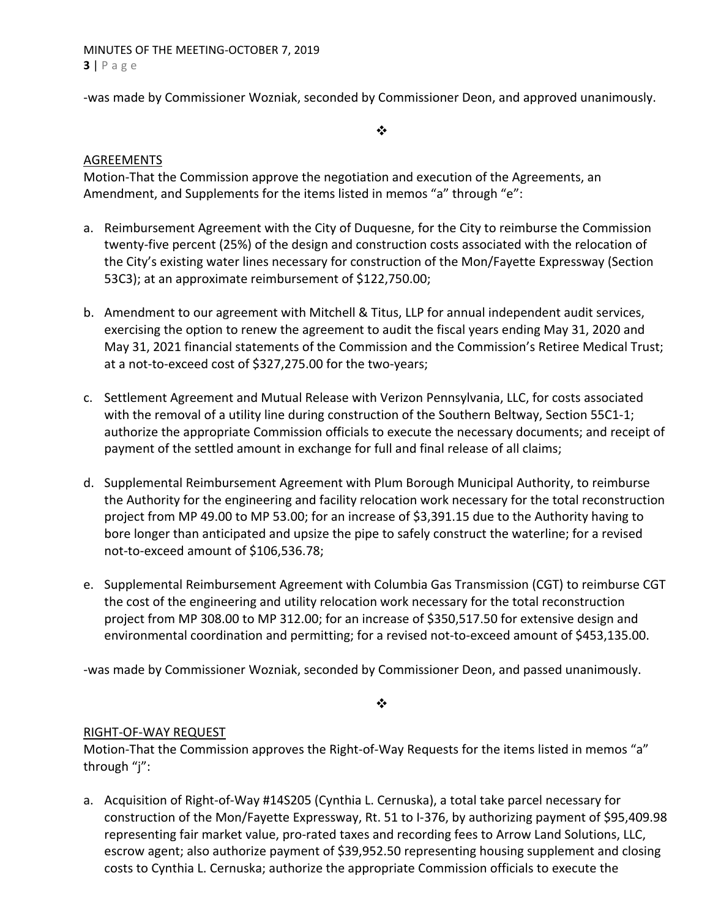-was made by Commissioner Wozniak, seconded by Commissioner Deon, and approved unanimously.

❖

## AGREEMENTS

Motion-That the Commission approve the negotiation and execution of the Agreements, an Amendment, and Supplements for the items listed in memos "a" through "e":

a. Reimbursement Agreement with the City of Duquesne, for the City to reimburse the Commission twenty-five percent (25%) of the design and construction costs associated with the relocation of the City's existing water lines necessary for construction of the Mon/Fayette Expressway (Section 53C3); at an approximate reimbursement of $122,750.00;

b. Amendment to our agreement with Mitchell & Titus, LLP for annual independent audit services, exercising the option to renew the agreement to audit the fiscal years ending May 31, 2020 and May 31, 2021 financial statements of the Commission and the Commission's Retiree Medical Trust; at a not-to-exceed cost of $327,275.00 for the two-years;

c. Settlement Agreement and Mutual Release with Verizon Pennsylvania, LLC, for costs associated with the removal of a utility line during construction of the Southern Beltway, Section 55C1-1; authorize the appropriate Commission officials to execute the necessary documents; and receipt of payment of the settled amount in exchange for full and final release of all claims;

d. Supplemental Reimbursement Agreement with Plum Borough Municipal Authority, to reimburse the Authority for the engineering and facility relocation work necessary for the total reconstruction project from MP 49.00 to MP 53.00; for an increase of $3,391.15 due to the Authority having to bore longer than anticipated and upsize the pipe to safely construct the waterline; for a revised not-to-exceed amount of $106,536.78;

e. Supplemental Reimbursement Agreement with Columbia Gas Transmission (CGT) to reimburse CGT the cost of the engineering and utility relocation work necessary for the total reconstruction project from MP 308.00 to MP 312.00; for an increase of $350,517.50 for extensive design and environmental coordination and permitting; for a revised not-to-exceed amount of $453,135.00.

-was made by Commissioner Wozniak, seconded by Commissioner Deon, and passed unanimously.

❖

## RIGHT-OF-WAY REQUEST

Motion-That the Commission approves the Right-of-Way Requests for the items listed in memos "a" through "j":

a. Acquisition of Right-of-Way #14S205 (Cynthia L. Cernuska), a total take parcel necessary for construction of the Mon/Fayette Expressway, Rt. 51 to I-376, by authorizing payment of $95,409.98 representing fair market value, pro-rated taxes and recording fees to Arrow Land Solutions, LLC, escrow agent; also authorize payment of $39,952.50 representing housing supplement and closing costs to Cynthia L. Cernuska; authorize the appropriate Commission officials to execute the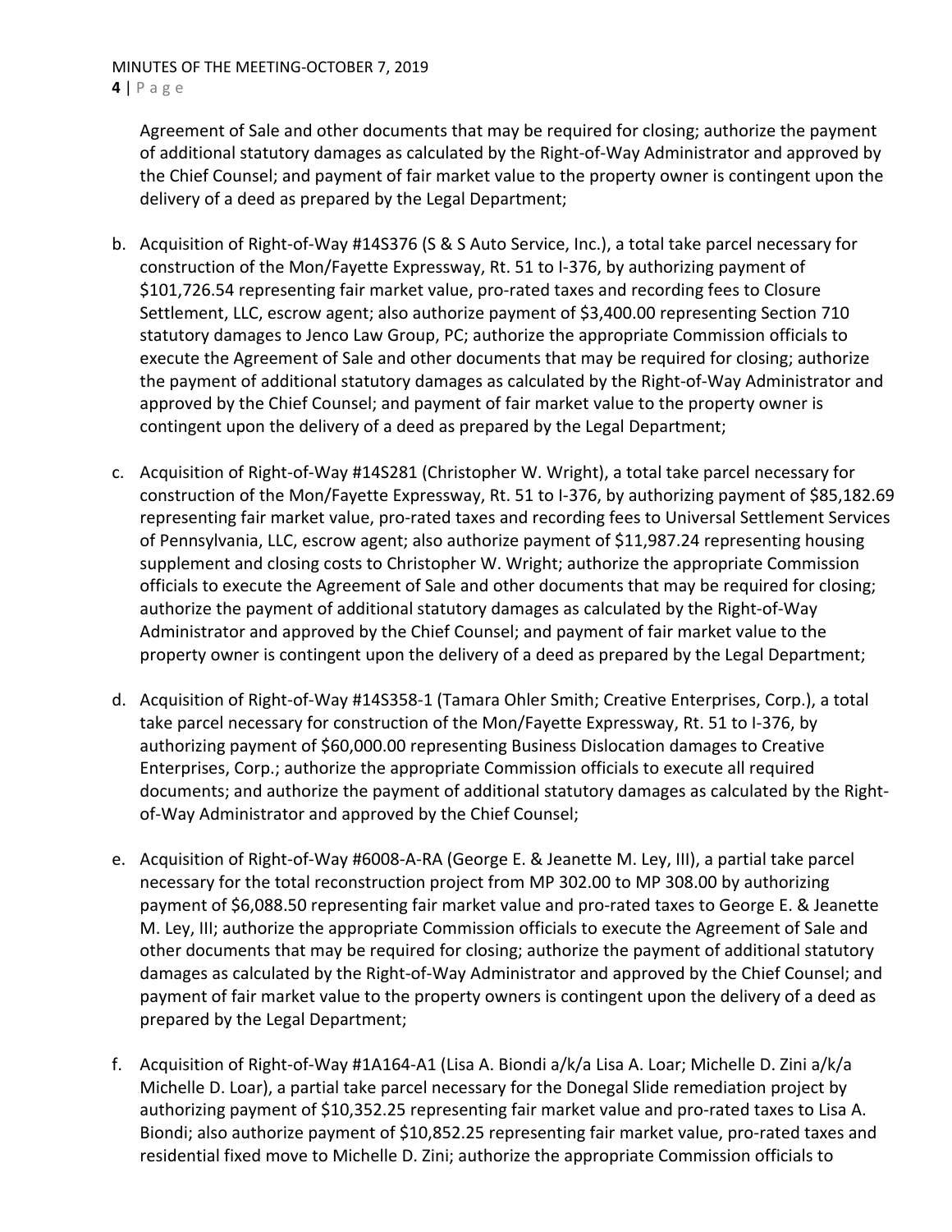Agreement of Sale and other documents that may be required for closing; authorize the payment of additional statutory damages as calculated by the Right-of-Way Administrator and approved by the Chief Counsel; and payment of fair market value to the property owner is contingent upon the delivery of a deed as prepared by the Legal Department;

b. Acquisition of Right-of-Way #14S376 (S & S Auto Service, Inc.), a total take parcel necessary for construction of the Mon/Fayette Expressway, Rt. 51 to I-376, by authorizing payment of $101,726.54 representing fair market value, pro-rated taxes and recording fees to Closure Settlement, LLC, escrow agent; also authorize payment of $3,400.00 representing Section 710 statutory damages to Jenco Law Group, PC; authorize the appropriate Commission officials to execute the Agreement of Sale and other documents that may be required for closing; authorize the payment of additional statutory damages as calculated by the Right-of-Way Administrator and approved by the Chief Counsel; and payment of fair market value to the property owner is contingent upon the delivery of a deed as prepared by the Legal Department;

c. Acquisition of Right-of-Way #14S281 (Christopher W. Wright), a total take parcel necessary for construction of the Mon/Fayette Expressway, Rt. 51 to I-376, by authorizing payment of $85,182.69 representing fair market value, pro-rated taxes and recording fees to Universal Settlement Services of Pennsylvania, LLC, escrow agent; also authorize payment of $11,987.24 representing housing supplement and closing costs to Christopher W. Wright; authorize the appropriate Commission officials to execute the Agreement of Sale and other documents that may be required for closing; authorize the payment of additional statutory damages as calculated by the Right-of-Way Administrator and approved by the Chief Counsel; and payment of fair market value to the property owner is contingent upon the delivery of a deed as prepared by the Legal Department;

d. Acquisition of Right-of-Way #14S358-1 (Tamara Ohler Smith; Creative Enterprises, Corp.), a total take parcel necessary for construction of the Mon/Fayette Expressway, Rt. 51 to I-376, by authorizing payment of $60,000.00 representing Business Dislocation damages to Creative Enterprises, Corp.; authorize the appropriate Commission officials to execute all required documents; and authorize the payment of additional statutory damages as calculated by the Right-of-Way Administrator and approved by the Chief Counsel;

e. Acquisition of Right-of-Way #6008-A-RA (George E. & Jeanette M. Ley, III), a partial take parcel necessary for the total reconstruction project from MP 302.00 to MP 308.00 by authorizing payment of $6,088.50 representing fair market value and pro-rated taxes to George E. & Jeanette M. Ley, III; authorize the appropriate Commission officials to execute the Agreement of Sale and other documents that may be required for closing; authorize the payment of additional statutory damages as calculated by the Right-of-Way Administrator and approved by the Chief Counsel; and payment of fair market value to the property owners is contingent upon the delivery of a deed as prepared by the Legal Department;

f. Acquisition of Right-of-Way #1A164-A1 (Lisa A. Biondi a/k/a Lisa A. Loar; Michelle D. Zini a/k/a Michelle D. Loar), a partial take parcel necessary for the Donegal Slide remediation project by authorizing payment of $10,352.25 representing fair market value and pro-rated taxes to Lisa A. Biondi; also authorize payment of $10,852.25 representing fair market value, pro-rated taxes and residential fixed move to Michelle D. Zini; authorize the appropriate Commission officials to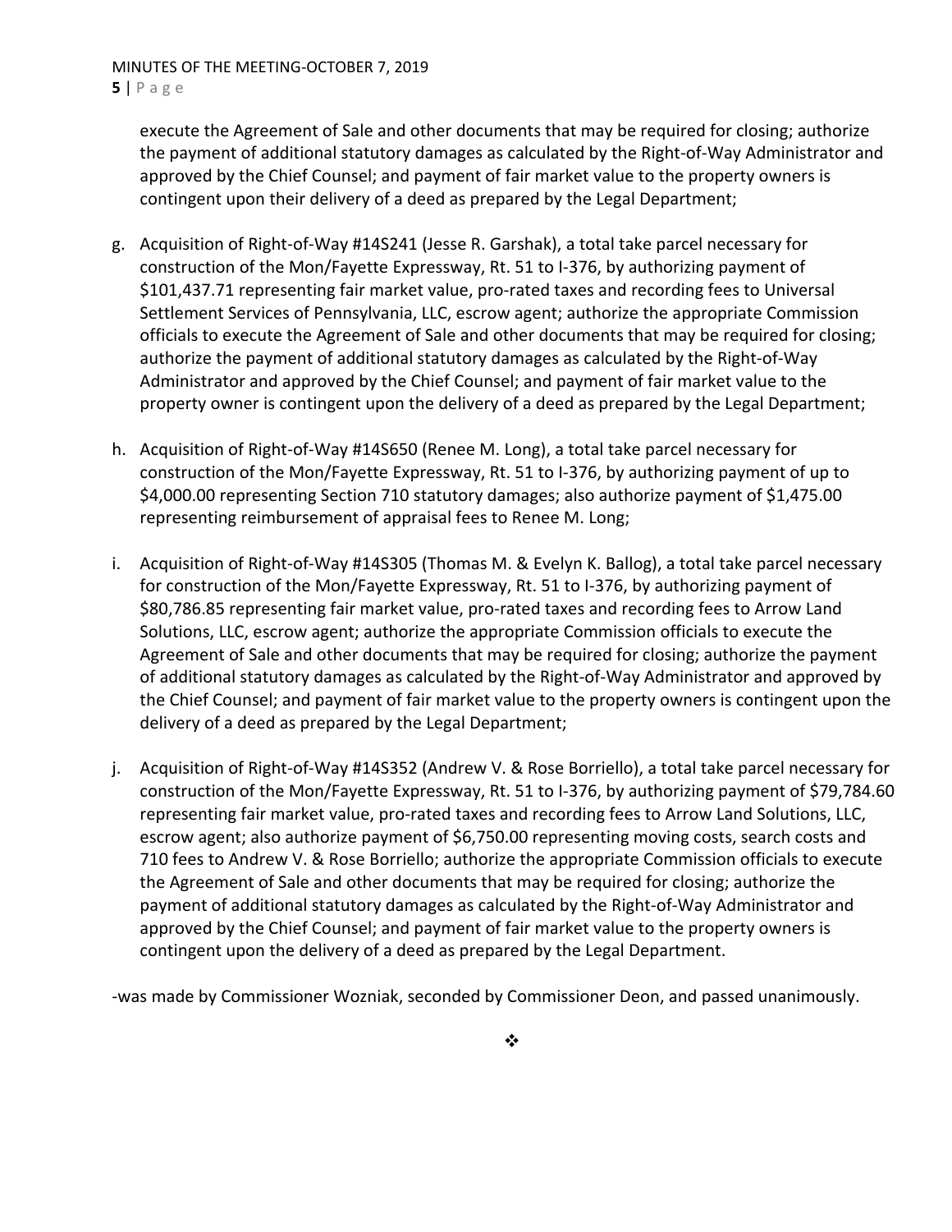execute the Agreement of Sale and other documents that may be required for closing; authorize the payment of additional statutory damages as calculated by the Right-of-Way Administrator and approved by the Chief Counsel; and payment of fair market value to the property owners is contingent upon their delivery of a deed as prepared by the Legal Department;

g. Acquisition of Right-of-Way #14S241 (Jesse R. Garshak), a total take parcel necessary for construction of the Mon/Fayette Expressway, Rt. 51 to I-376, by authorizing payment of $101,437.71 representing fair market value, pro-rated taxes and recording fees to Universal Settlement Services of Pennsylvania, LLC, escrow agent; authorize the appropriate Commission officials to execute the Agreement of Sale and other documents that may be required for closing; authorize the payment of additional statutory damages as calculated by the Right-of-Way Administrator and approved by the Chief Counsel; and payment of fair market value to the property owner is contingent upon the delivery of a deed as prepared by the Legal Department;

h. Acquisition of Right-of-Way #14S650 (Renee M. Long), a total take parcel necessary for construction of the Mon/Fayette Expressway, Rt. 51 to I-376, by authorizing payment of up to $4,000.00 representing Section 710 statutory damages; also authorize payment of $1,475.00 representing reimbursement of appraisal fees to Renee M. Long;

i. Acquisition of Right-of-Way #14S305 (Thomas M. & Evelyn K. Ballog), a total take parcel necessary for construction of the Mon/Fayette Expressway, Rt. 51 to I-376, by authorizing payment of $80,786.85 representing fair market value, pro-rated taxes and recording fees to Arrow Land Solutions, LLC, escrow agent; authorize the appropriate Commission officials to execute the Agreement of Sale and other documents that may be required for closing; authorize the payment of additional statutory damages as calculated by the Right-of-Way Administrator and approved by the Chief Counsel; and payment of fair market value to the property owners is contingent upon the delivery of a deed as prepared by the Legal Department;

j. Acquisition of Right-of-Way #14S352 (Andrew V. & Rose Borriello), a total take parcel necessary for construction of the Mon/Fayette Expressway, Rt. 51 to I-376, by authorizing payment of $79,784.60 representing fair market value, pro-rated taxes and recording fees to Arrow Land Solutions, LLC, escrow agent; also authorize payment of $6,750.00 representing moving costs, search costs and 710 fees to Andrew V. & Rose Borriello; authorize the appropriate Commission officials to execute the Agreement of Sale and other documents that may be required for closing; authorize the payment of additional statutory damages as calculated by the Right-of-Way Administrator and approved by the Chief Counsel; and payment of fair market value to the property owners is contingent upon the delivery of a deed as prepared by the Legal Department.

-was made by Commissioner Wozniak, seconded by Commissioner Deon, and passed unanimously.

❖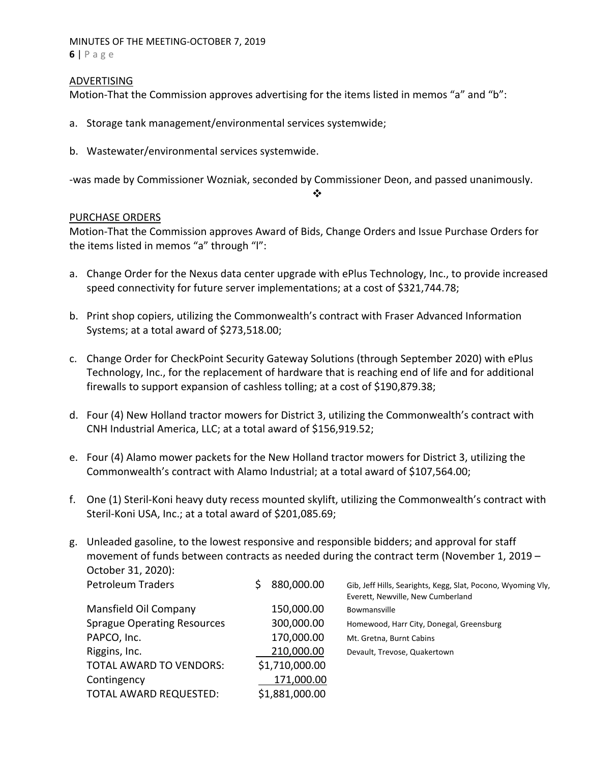## ADVERTISING

Motion-That the Commission approves advertising for the items listed in memos "a" and "b":

a. Storage tank management/environmental services systemwide;

b. Wastewater/environmental services systemwide.

-was made by Commissioner Wozniak, seconded by Commissioner Deon, and passed unanimously.

❖

## PURCHASE ORDERS

Motion-That the Commission approves Award of Bids, Change Orders and Issue Purchase Orders for the items listed in memos "a" through "l":

a. Change Order for the Nexus data center upgrade with ePlus Technology, Inc., to provide increased speed connectivity for future server implementations; at a cost of $321,744.78;

b. Print shop copiers, utilizing the Commonwealth's contract with Fraser Advanced Information Systems; at a total award of $273,518.00;

c. Change Order for CheckPoint Security Gateway Solutions (through September 2020) with ePlus Technology, Inc., for the replacement of hardware that is reaching end of life and for additional firewalls to support expansion of cashless tolling; at a cost of $190,879.38;

d. Four (4) New Holland tractor mowers for District 3, utilizing the Commonwealth's contract with CNH Industrial America, LLC; at a total award of $156,919.52;

e. Four (4) Alamo mower packets for the New Holland tractor mowers for District 3, utilizing the Commonwealth's contract with Alamo Industrial; at a total award of $107,564.00;

f. One (1) Steril-Koni heavy duty recess mounted skylift, utilizing the Commonwealth's contract with Steril-Koni USA, Inc.; at a total award of $201,085.69;

g. Unleaded gasoline, to the lowest responsive and responsible bidders; and approval for staff movement of funds between contracts as needed during the contract term (November 1, 2019 – October 31, 2020):

| | | |
|---|---|---|
| Petroleum Traders | $ 880,000.00 | Gib, Jeff Hills, Searights, Kegg, Slat, Pocono, Wyoming Vly, Everett, Newville, New Cumberland |
| Mansfield Oil Company | 150,000.00 | Bowmansville |
| Sprague Operating Resources | 300,000.00 | Homewood, Harr City, Donegal, Greensburg |
| PAPCO, Inc. | 170,000.00 | Mt. Gretna, Burnt Cabins |
| Riggins, Inc. | 210,000.00 | Devault, Trevose, Quakertown |
| TOTAL AWARD TO VENDORS: | $1,710,000.00 | |
| Contingency | 171,000.00 | |
| TOTAL AWARD REQUESTED: | $1,881,000.00 | |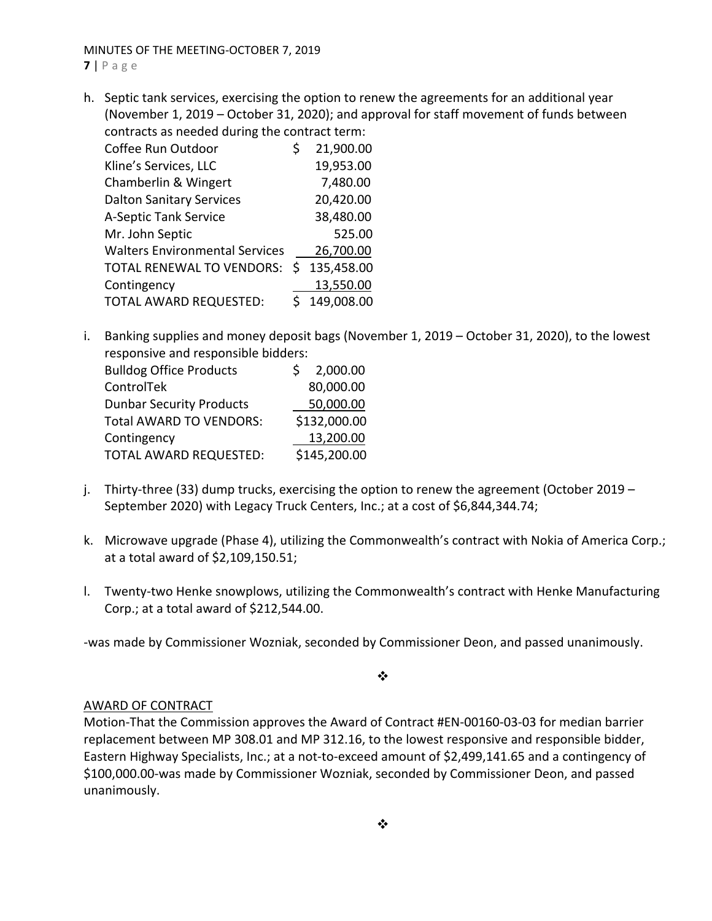h. Septic tank services, exercising the option to renew the agreements for an additional year (November 1, 2019 – October 31, 2020); and approval for staff movement of funds between contracts as needed during the contract term:

| | |
|---|---|
| Coffee Run Outdoor | $ 21,900.00 |
| Kline's Services, LLC | 19,953.00 |
| Chamberlin & Wingert | 7,480.00 |
| Dalton Sanitary Services | 20,420.00 |
| A-Septic Tank Service | 38,480.00 |
| Mr. John Septic | 525.00 |
| Walters Environmental Services | 26,700.00 |
| TOTAL RENEWAL TO VENDORS: | $ 135,458.00 |
| Contingency | 13,550.00 |
| TOTAL AWARD REQUESTED: | $ 149,008.00 |

i. Banking supplies and money deposit bags (November 1, 2019 – October 31, 2020), to the lowest responsive and responsible bidders:

| | |
|---|---|
| Bulldog Office Products | $ 2,000.00 |
| ControlTek | 80,000.00 |
| Dunbar Security Products | 50,000.00 |
| Total AWARD TO VENDORS: | $132,000.00 |
| Contingency | 13,200.00 |
| TOTAL AWARD REQUESTED: | $145,200.00 |

j. Thirty-three (33) dump trucks, exercising the option to renew the agreement (October 2019 – September 2020) with Legacy Truck Centers, Inc.; at a cost of $6,844,344.74;

k. Microwave upgrade (Phase 4), utilizing the Commonwealth's contract with Nokia of America Corp.; at a total award of $2,109,150.51;

l. Twenty-two Henke snowplows, utilizing the Commonwealth's contract with Henke Manufacturing Corp.; at a total award of $212,544.00.

-was made by Commissioner Wozniak, seconded by Commissioner Deon, and passed unanimously.

❖

AWARD OF CONTRACT

Motion-That the Commission approves the Award of Contract #EN-00160-03-03 for median barrier replacement between MP 308.01 and MP 312.16, to the lowest responsive and responsible bidder, Eastern Highway Specialists, Inc.; at a not-to-exceed amount of $2,499,141.65 and a contingency of $100,000.00-was made by Commissioner Wozniak, seconded by Commissioner Deon, and passed unanimously.

❖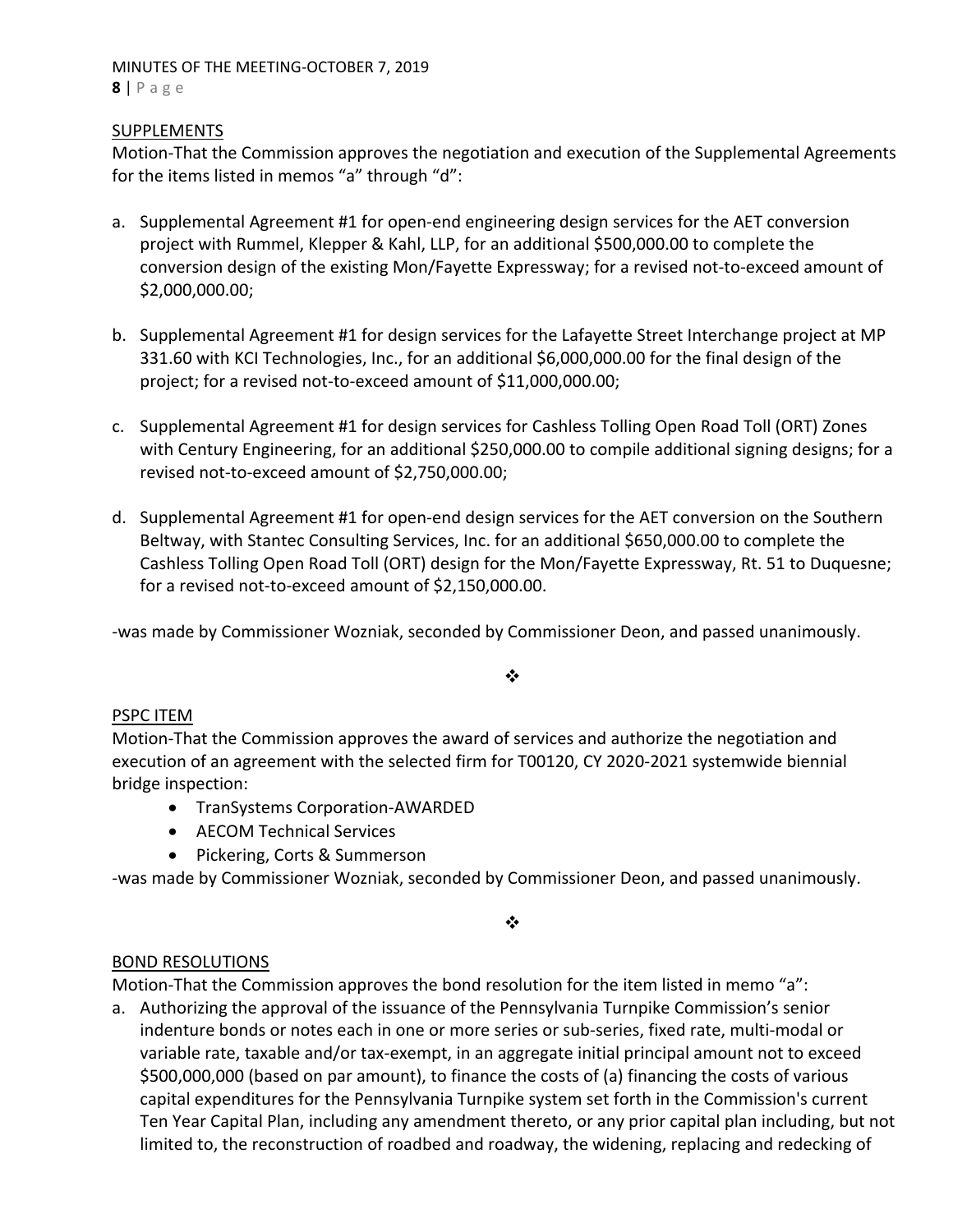## SUPPLEMENTS

Motion-That the Commission approves the negotiation and execution of the Supplemental Agreements for the items listed in memos "a" through "d":

a. Supplemental Agreement #1 for open-end engineering design services for the AET conversion project with Rummel, Klepper & Kahl, LLP, for an additional $500,000.00 to complete the conversion design of the existing Mon/Fayette Expressway; for a revised not-to-exceed amount of $2,000,000.00;

b. Supplemental Agreement #1 for design services for the Lafayette Street Interchange project at MP 331.60 with KCI Technologies, Inc., for an additional $6,000,000.00 for the final design of the project; for a revised not-to-exceed amount of $11,000,000.00;

c. Supplemental Agreement #1 for design services for Cashless Tolling Open Road Toll (ORT) Zones with Century Engineering, for an additional $250,000.00 to compile additional signing designs; for a revised not-to-exceed amount of $2,750,000.00;

d. Supplemental Agreement #1 for open-end design services for the AET conversion on the Southern Beltway, with Stantec Consulting Services, Inc. for an additional $650,000.00 to complete the Cashless Tolling Open Road Toll (ORT) design for the Mon/Fayette Expressway, Rt. 51 to Duquesne; for a revised not-to-exceed amount of $2,150,000.00.

-was made by Commissioner Wozniak, seconded by Commissioner Deon, and passed unanimously.

❖

## PSPC ITEM

Motion-That the Commission approves the award of services and authorize the negotiation and execution of an agreement with the selected firm for T00120, CY 2020-2021 systemwide biennial bridge inspection:

- TranSystems Corporation-AWARDED
- AECOM Technical Services
- Pickering, Corts & Summerson

-was made by Commissioner Wozniak, seconded by Commissioner Deon, and passed unanimously.

❖

## BOND RESOLUTIONS

Motion-That the Commission approves the bond resolution for the item listed in memo "a":

a. Authorizing the approval of the issuance of the Pennsylvania Turnpike Commission's senior indenture bonds or notes each in one or more series or sub-series, fixed rate, multi-modal or variable rate, taxable and/or tax-exempt, in an aggregate initial principal amount not to exceed $500,000,000 (based on par amount), to finance the costs of (a) financing the costs of various capital expenditures for the Pennsylvania Turnpike system set forth in the Commission's current Ten Year Capital Plan, including any amendment thereto, or any prior capital plan including, but not limited to, the reconstruction of roadbed and roadway, the widening, replacing and redecking of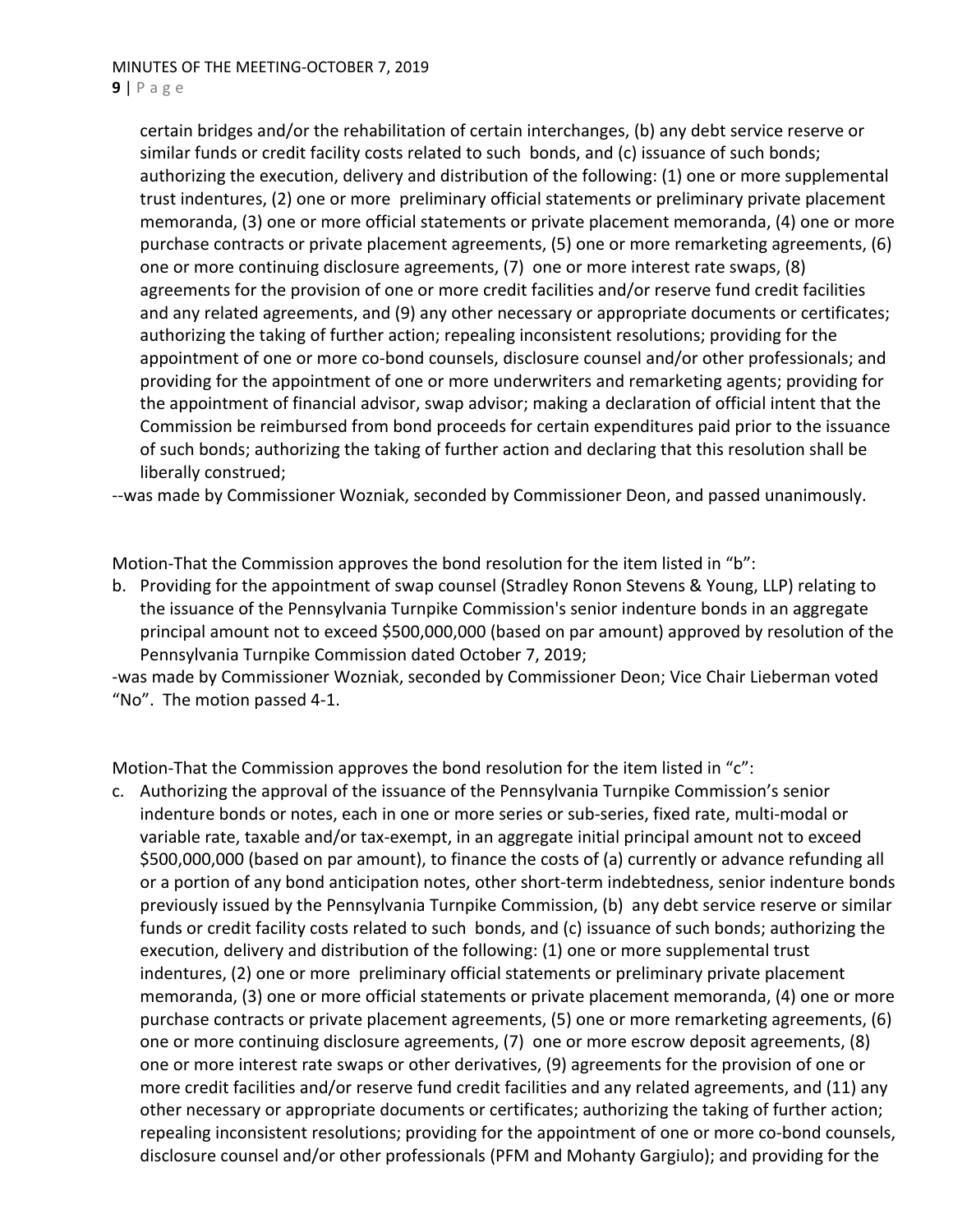certain bridges and/or the rehabilitation of certain interchanges, (b) any debt service reserve or similar funds or credit facility costs related to such bonds, and (c) issuance of such bonds; authorizing the execution, delivery and distribution of the following: (1) one or more supplemental trust indentures, (2) one or more preliminary official statements or preliminary private placement memoranda, (3) one or more official statements or private placement memoranda, (4) one or more purchase contracts or private placement agreements, (5) one or more remarketing agreements, (6) one or more continuing disclosure agreements, (7) one or more interest rate swaps, (8) agreements for the provision of one or more credit facilities and/or reserve fund credit facilities and any related agreements, and (9) any other necessary or appropriate documents or certificates; authorizing the taking of further action; repealing inconsistent resolutions; providing for the appointment of one or more co-bond counsels, disclosure counsel and/or other professionals; and providing for the appointment of one or more underwriters and remarketing agents; providing for the appointment of financial advisor, swap advisor; making a declaration of official intent that the Commission be reimbursed from bond proceeds for certain expenditures paid prior to the issuance of such bonds; authorizing the taking of further action and declaring that this resolution shall be liberally construed;

--was made by Commissioner Wozniak, seconded by Commissioner Deon, and passed unanimously.

Motion-That the Commission approves the bond resolution for the item listed in "b":

b. Providing for the appointment of swap counsel (Stradley Ronon Stevens & Young, LLP) relating to the issuance of the Pennsylvania Turnpike Commission's senior indenture bonds in an aggregate principal amount not to exceed $500,000,000 (based on par amount) approved by resolution of the Pennsylvania Turnpike Commission dated October 7, 2019;

-was made by Commissioner Wozniak, seconded by Commissioner Deon; Vice Chair Lieberman voted "No". The motion passed 4-1.

Motion-That the Commission approves the bond resolution for the item listed in "c":

c. Authorizing the approval of the issuance of the Pennsylvania Turnpike Commission's senior indenture bonds or notes, each in one or more series or sub-series, fixed rate, multi-modal or variable rate, taxable and/or tax-exempt, in an aggregate initial principal amount not to exceed $500,000,000 (based on par amount), to finance the costs of (a) currently or advance refunding all or a portion of any bond anticipation notes, other short-term indebtedness, senior indenture bonds previously issued by the Pennsylvania Turnpike Commission, (b) any debt service reserve or similar funds or credit facility costs related to such bonds, and (c) issuance of such bonds; authorizing the execution, delivery and distribution of the following: (1) one or more supplemental trust indentures, (2) one or more preliminary official statements or preliminary private placement memoranda, (3) one or more official statements or private placement memoranda, (4) one or more purchase contracts or private placement agreements, (5) one or more remarketing agreements, (6) one or more continuing disclosure agreements, (7) one or more escrow deposit agreements, (8) one or more interest rate swaps or other derivatives, (9) agreements for the provision of one or more credit facilities and/or reserve fund credit facilities and any related agreements, and (11) any other necessary or appropriate documents or certificates; authorizing the taking of further action; repealing inconsistent resolutions; providing for the appointment of one or more co-bond counsels, disclosure counsel and/or other professionals (PFM and Mohanty Gargiulo); and providing for the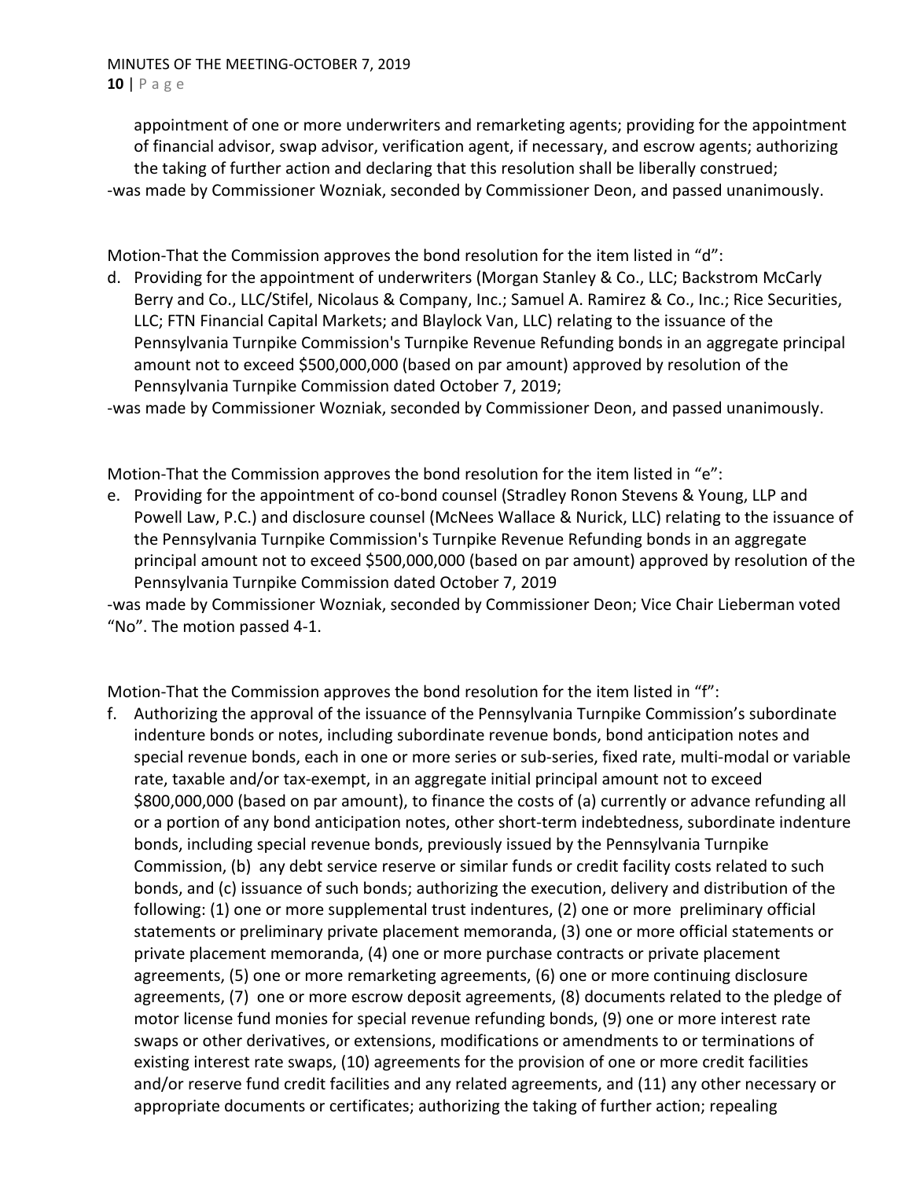appointment of one or more underwriters and remarketing agents; providing for the appointment of financial advisor, swap advisor, verification agent, if necessary, and escrow agents; authorizing the taking of further action and declaring that this resolution shall be liberally construed;

-was made by Commissioner Wozniak, seconded by Commissioner Deon, and passed unanimously.

Motion-That the Commission approves the bond resolution for the item listed in "d":

d. Providing for the appointment of underwriters (Morgan Stanley & Co., LLC; Backstrom McCarly Berry and Co., LLC/Stifel, Nicolaus & Company, Inc.; Samuel A. Ramirez & Co., Inc.; Rice Securities, LLC; FTN Financial Capital Markets; and Blaylock Van, LLC) relating to the issuance of the Pennsylvania Turnpike Commission's Turnpike Revenue Refunding bonds in an aggregate principal amount not to exceed $500,000,000 (based on par amount) approved by resolution of the Pennsylvania Turnpike Commission dated October 7, 2019;

-was made by Commissioner Wozniak, seconded by Commissioner Deon, and passed unanimously.

Motion-That the Commission approves the bond resolution for the item listed in "e":

e. Providing for the appointment of co-bond counsel (Stradley Ronon Stevens & Young, LLP and Powell Law, P.C.) and disclosure counsel (McNees Wallace & Nurick, LLC) relating to the issuance of the Pennsylvania Turnpike Commission's Turnpike Revenue Refunding bonds in an aggregate principal amount not to exceed $500,000,000 (based on par amount) approved by resolution of the Pennsylvania Turnpike Commission dated October 7, 2019

-was made by Commissioner Wozniak, seconded by Commissioner Deon; Vice Chair Lieberman voted "No". The motion passed 4-1.

Motion-That the Commission approves the bond resolution for the item listed in "f":

f. Authorizing the approval of the issuance of the Pennsylvania Turnpike Commission's subordinate indenture bonds or notes, including subordinate revenue bonds, bond anticipation notes and special revenue bonds, each in one or more series or sub-series, fixed rate, multi-modal or variable rate, taxable and/or tax-exempt, in an aggregate initial principal amount not to exceed $800,000,000 (based on par amount), to finance the costs of (a) currently or advance refunding all or a portion of any bond anticipation notes, other short-term indebtedness, subordinate indenture bonds, including special revenue bonds, previously issued by the Pennsylvania Turnpike Commission, (b) any debt service reserve or similar funds or credit facility costs related to such bonds, and (c) issuance of such bonds; authorizing the execution, delivery and distribution of the following: (1) one or more supplemental trust indentures, (2) one or more preliminary official statements or preliminary private placement memoranda, (3) one or more official statements or private placement memoranda, (4) one or more purchase contracts or private placement agreements, (5) one or more remarketing agreements, (6) one or more continuing disclosure agreements, (7) one or more escrow deposit agreements, (8) documents related to the pledge of motor license fund monies for special revenue refunding bonds, (9) one or more interest rate swaps or other derivatives, or extensions, modifications or amendments to or terminations of existing interest rate swaps, (10) agreements for the provision of one or more credit facilities and/or reserve fund credit facilities and any related agreements, and (11) any other necessary or appropriate documents or certificates; authorizing the taking of further action; repealing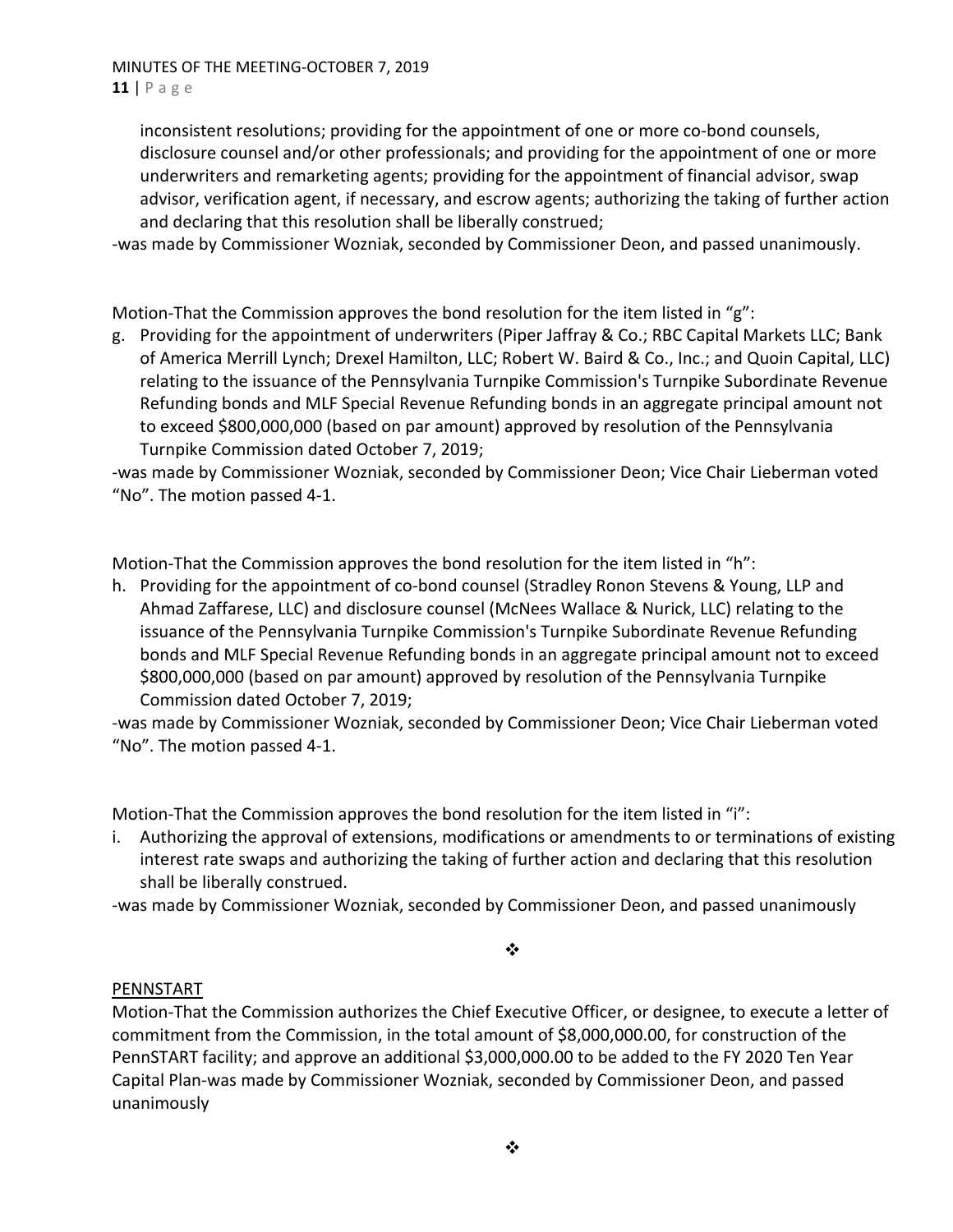inconsistent resolutions; providing for the appointment of one or more co-bond counsels, disclosure counsel and/or other professionals; and providing for the appointment of one or more underwriters and remarketing agents; providing for the appointment of financial advisor, swap advisor, verification agent, if necessary, and escrow agents; authorizing the taking of further action and declaring that this resolution shall be liberally construed;

-was made by Commissioner Wozniak, seconded by Commissioner Deon, and passed unanimously.

Motion-That the Commission approves the bond resolution for the item listed in "g":

g. Providing for the appointment of underwriters (Piper Jaffray & Co.; RBC Capital Markets LLC; Bank of America Merrill Lynch; Drexel Hamilton, LLC; Robert W. Baird & Co., Inc.; and Quoin Capital, LLC) relating to the issuance of the Pennsylvania Turnpike Commission's Turnpike Subordinate Revenue Refunding bonds and MLF Special Revenue Refunding bonds in an aggregate principal amount not to exceed $800,000,000 (based on par amount) approved by resolution of the Pennsylvania Turnpike Commission dated October 7, 2019;

-was made by Commissioner Wozniak, seconded by Commissioner Deon; Vice Chair Lieberman voted "No". The motion passed 4-1.

Motion-That the Commission approves the bond resolution for the item listed in "h":

h. Providing for the appointment of co-bond counsel (Stradley Ronon Stevens & Young, LLP and Ahmad Zaffarese, LLC) and disclosure counsel (McNees Wallace & Nurick, LLC) relating to the issuance of the Pennsylvania Turnpike Commission's Turnpike Subordinate Revenue Refunding bonds and MLF Special Revenue Refunding bonds in an aggregate principal amount not to exceed $800,000,000 (based on par amount) approved by resolution of the Pennsylvania Turnpike Commission dated October 7, 2019;

-was made by Commissioner Wozniak, seconded by Commissioner Deon; Vice Chair Lieberman voted "No". The motion passed 4-1.

Motion-That the Commission approves the bond resolution for the item listed in "i":

i. Authorizing the approval of extensions, modifications or amendments to or terminations of existing interest rate swaps and authorizing the taking of further action and declaring that this resolution shall be liberally construed.

-was made by Commissioner Wozniak, seconded by Commissioner Deon, and passed unanimously

❖

<u>PENNSTART</u>

Motion-That the Commission authorizes the Chief Executive Officer, or designee, to execute a letter of commitment from the Commission, in the total amount of $8,000,000.00, for construction of the PennSTART facility; and approve an additional $3,000,000.00 to be added to the FY 2020 Ten Year Capital Plan-was made by Commissioner Wozniak, seconded by Commissioner Deon, and passed unanimously

❖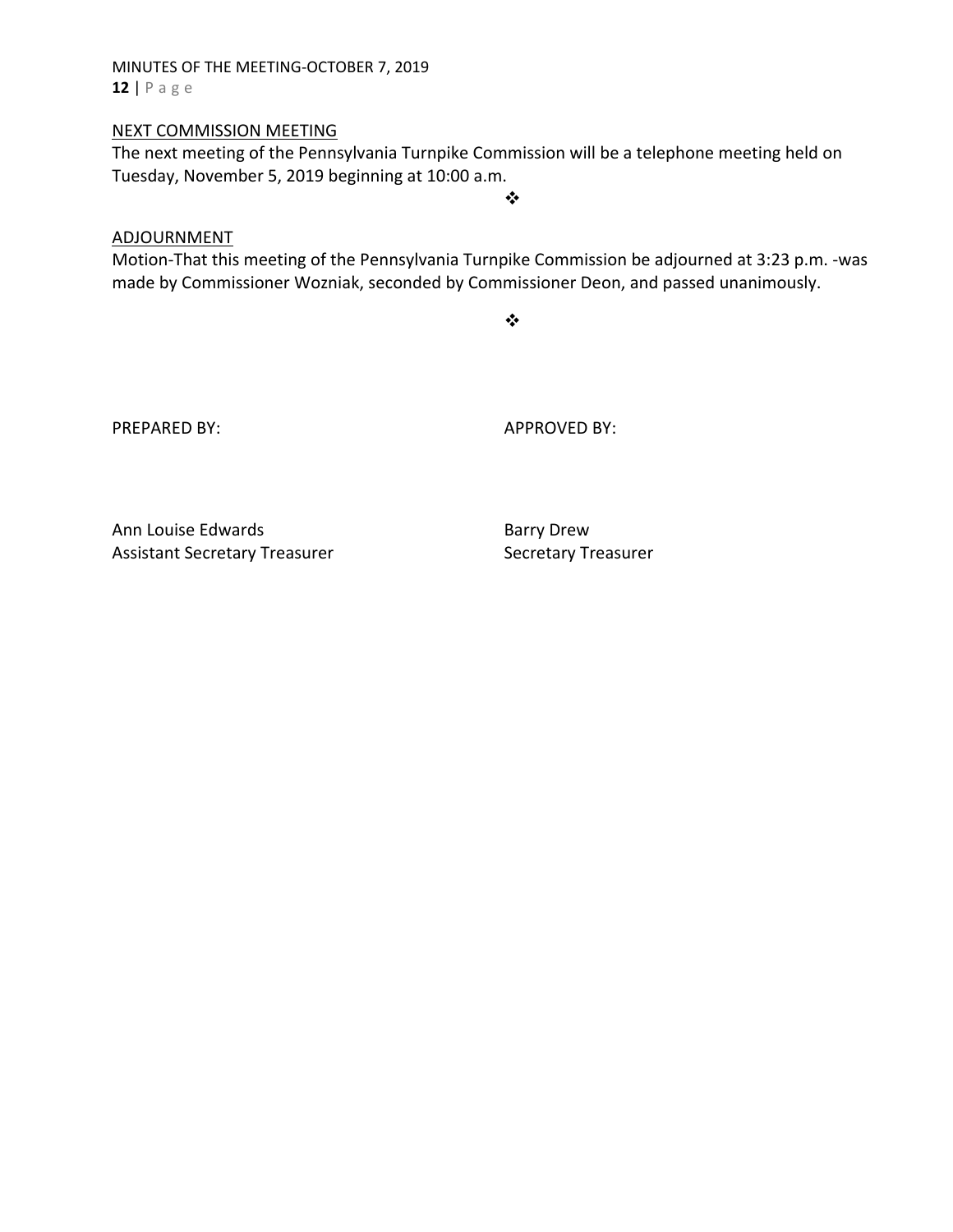<u>NEXT COMMISSION MEETING</u>

The next meeting of the Pennsylvania Turnpike Commission will be a telephone meeting held on Tuesday, November 5, 2019 beginning at 10:00 a.m.

❖

<u>ADJOURNMENT</u>

Motion-That this meeting of the Pennsylvania Turnpike Commission be adjourned at 3:23 p.m. -was made by Commissioner Wozniak, seconded by Commissioner Deon, and passed unanimously.

❖

| | |
|---|---|
| PREPARED BY: | APPROVED BY: |
| Ann Louise Edwards<br>Assistant Secretary Treasurer | Barry Drew<br>Secretary Treasurer |